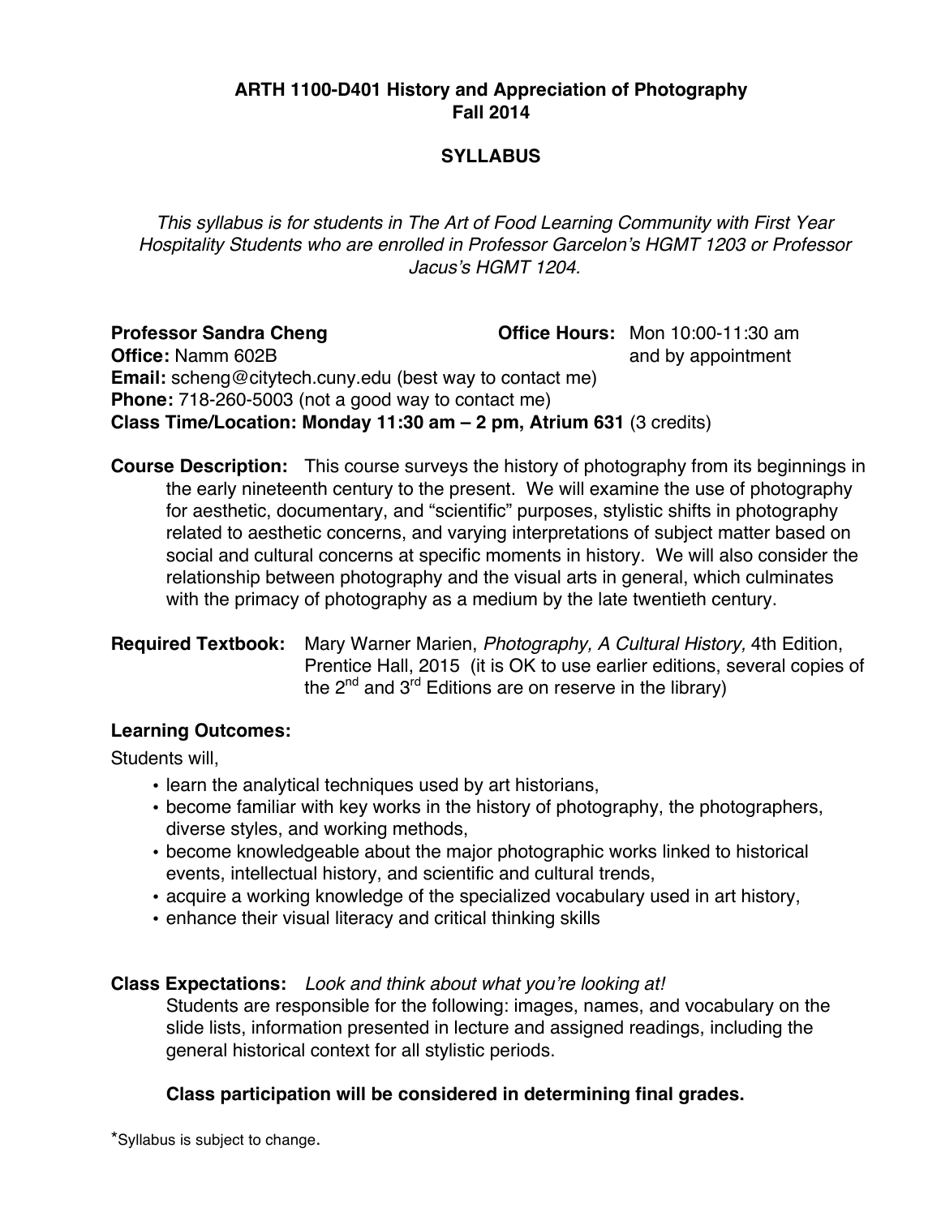# ARTH 1100-D401 History and Appreciation of Photography
## Fall 2014

## SYLLABUS

*This syllabus is for students in The Art of Food Learning Community with First Year Hospitality Students who are enrolled in Professor Garcelon's HGMT 1203 or Professor Jacus's HGMT 1204.*

**Professor Sandra Cheng**
**Office Hours:** Mon 10:00-11:30 am and by appointment
**Office:** Namm 602B
**Email:** scheng@citytech.cuny.edu (best way to contact me)
**Phone:** 718-260-5003 (not a good way to contact me)
**Class Time/Location: Monday 11:30 am – 2 pm, Atrium 631** (3 credits)

**Course Description:** This course surveys the history of photography from its beginnings in the early nineteenth century to the present. We will examine the use of photography for aesthetic, documentary, and "scientific" purposes, stylistic shifts in photography related to aesthetic concerns, and varying interpretations of subject matter based on social and cultural concerns at specific moments in history. We will also consider the relationship between photography and the visual arts in general, which culminates with the primacy of photography as a medium by the late twentieth century.

**Required Textbook:** Mary Warner Marien, *Photography, A Cultural History,* 4th Edition, Prentice Hall, 2015 (it is OK to use earlier editions, several copies of the 2nd and 3rd Editions are on reserve in the library)

### Learning Outcomes:

Students will,

- learn the analytical techniques used by art historians,
- become familiar with key works in the history of photography, the photographers, diverse styles, and working methods,
- become knowledgeable about the major photographic works linked to historical events, intellectual history, and scientific and cultural trends,
- acquire a working knowledge of the specialized vocabulary used in art history,
- enhance their visual literacy and critical thinking skills

**Class Expectations:** *Look and think about what you're looking at!*
Students are responsible for the following: images, names, and vocabulary on the slide lists, information presented in lecture and assigned readings, including the general historical context for all stylistic periods.

**Class participation will be considered in determining final grades.**

*Syllabus is subject to change.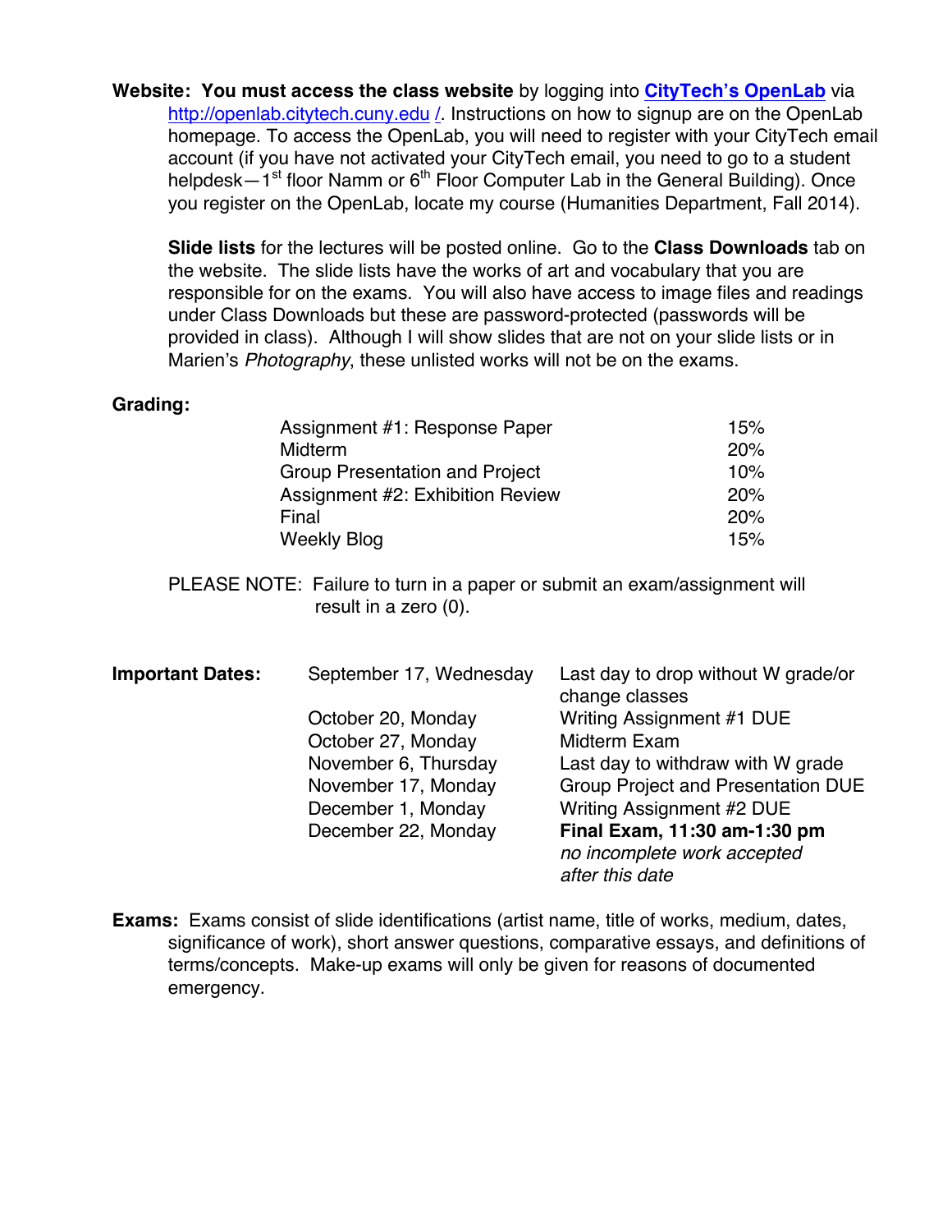**Website: You must access the class website** by logging into **[CityTech's OpenLab](http://openlab.citytech.cuny.edu/)** via http://openlab.citytech.cuny.edu /. Instructions on how to signup are on the OpenLab homepage. To access the OpenLab, you will need to register with your CityTech email account (if you have not activated your CityTech email, you need to go to a student helpdesk—1st floor Namm or 6th Floor Computer Lab in the General Building). Once you register on the OpenLab, locate my course (Humanities Department, Fall 2014).

**Slide lists** for the lectures will be posted online. Go to the **Class Downloads** tab on the website. The slide lists have the works of art and vocabulary that you are responsible for on the exams. You will also have access to image files and readings under Class Downloads but these are password-protected (passwords will be provided in class). Although I will show slides that are not on your slide lists or in Marien's *Photography*, these unlisted works will not be on the exams.

**Grading:**

| | |
|---|---|
| Assignment #1: Response Paper | 15% |
| Midterm | 20% |
| Group Presentation and Project | 10% |
| Assignment #2: Exhibition Review | 20% |
| Final | 20% |
| Weekly Blog | 15% |

PLEASE NOTE: Failure to turn in a paper or submit an exam/assignment will result in a zero (0).

**Important Dates:**

| | |
|---|---|
| September 17, Wednesday | Last day to drop without W grade/or change classes |
| October 20, Monday | Writing Assignment #1 DUE |
| October 27, Monday | Midterm Exam |
| November 6, Thursday | Last day to withdraw with W grade |
| November 17, Monday | Group Project and Presentation DUE |
| December 1, Monday | Writing Assignment #2 DUE |
| December 22, Monday | **Final Exam, 11:30 am-1:30 pm** *no incomplete work accepted after this date* |

**Exams:** Exams consist of slide identifications (artist name, title of works, medium, dates, significance of work), short answer questions, comparative essays, and definitions of terms/concepts. Make-up exams will only be given for reasons of documented emergency.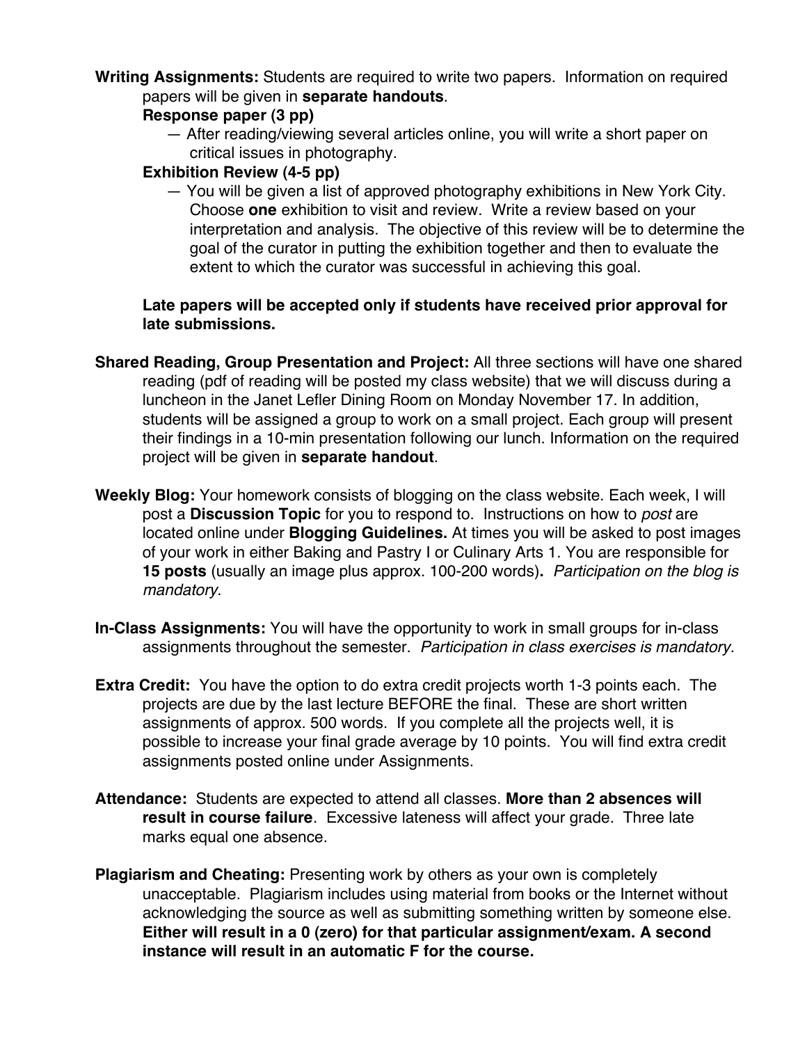**Writing Assignments:** Students are required to write two papers. Information on required papers will be given in **separate handouts**.

**Response paper (3 pp)**

— After reading/viewing several articles online, you will write a short paper on critical issues in photography.

**Exhibition Review (4-5 pp)**

— You will be given a list of approved photography exhibitions in New York City. Choose **one** exhibition to visit and review. Write a review based on your interpretation and analysis. The objective of this review will be to determine the goal of the curator in putting the exhibition together and then to evaluate the extent to which the curator was successful in achieving this goal.

**Late papers will be accepted only if students have received prior approval for late submissions.**

**Shared Reading, Group Presentation and Project:** All three sections will have one shared reading (pdf of reading will be posted my class website) that we will discuss during a luncheon in the Janet Lefler Dining Room on Monday November 17. In addition, students will be assigned a group to work on a small project. Each group will present their findings in a 10-min presentation following our lunch. Information on the required project will be given in **separate handout**.

**Weekly Blog:** Your homework consists of blogging on the class website. Each week, I will post a **Discussion Topic** for you to respond to. Instructions on how to *post* are located online under **Blogging Guidelines.** At times you will be asked to post images of your work in either Baking and Pastry I or Culinary Arts 1. You are responsible for **15 posts** (usually an image plus approx. 100-200 words)**.** *Participation on the blog is mandatory.*

**In-Class Assignments:** You will have the opportunity to work in small groups for in-class assignments throughout the semester. *Participation in class exercises is mandatory.*

**Extra Credit:** You have the option to do extra credit projects worth 1-3 points each. The projects are due by the last lecture BEFORE the final. These are short written assignments of approx. 500 words. If you complete all the projects well, it is possible to increase your final grade average by 10 points. You will find extra credit assignments posted online under Assignments.

**Attendance:** Students are expected to attend all classes. **More than 2 absences will result in course failure**. Excessive lateness will affect your grade. Three late marks equal one absence.

**Plagiarism and Cheating:** Presenting work by others as your own is completely unacceptable. Plagiarism includes using material from books or the Internet without acknowledging the source as well as submitting something written by someone else. **Either will result in a 0 (zero) for that particular assignment/exam. A second instance will result in an automatic F for the course.**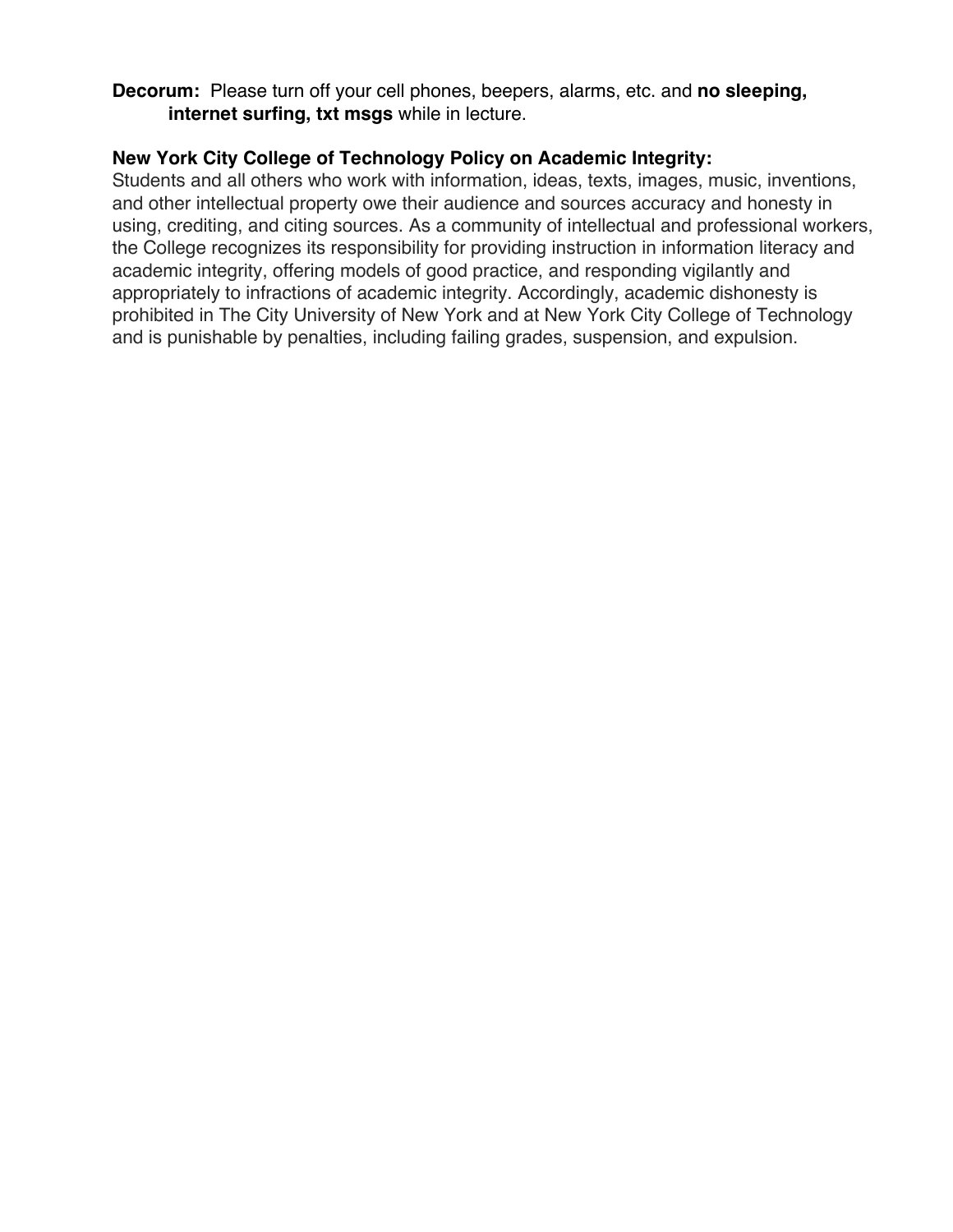**Decorum:** Please turn off your cell phones, beepers, alarms, etc. and **no sleeping, internet surfing, txt msgs** while in lecture.

**New York City College of Technology Policy on Academic Integrity:**
Students and all others who work with information, ideas, texts, images, music, inventions, and other intellectual property owe their audience and sources accuracy and honesty in using, crediting, and citing sources. As a community of intellectual and professional workers, the College recognizes its responsibility for providing instruction in information literacy and academic integrity, offering models of good practice, and responding vigilantly and appropriately to infractions of academic integrity. Accordingly, academic dishonesty is prohibited in The City University of New York and at New York City College of Technology and is punishable by penalties, including failing grades, suspension, and expulsion.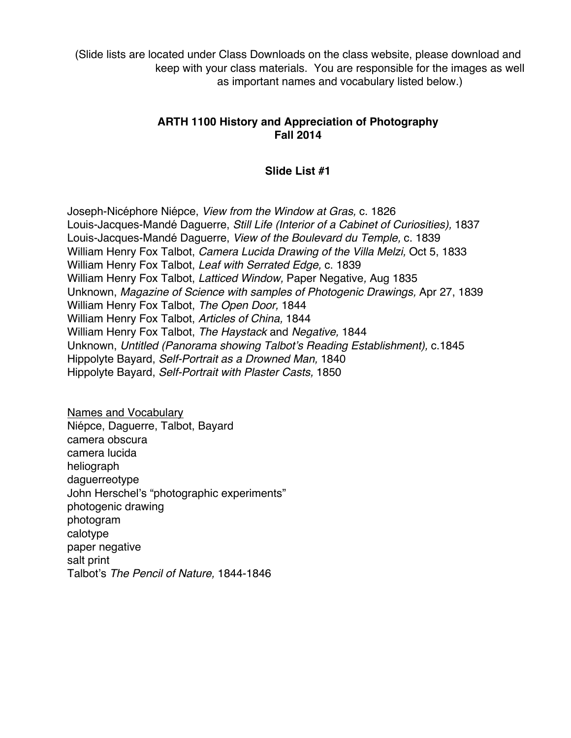(Slide lists are located under Class Downloads on the class website, please download and keep with your class materials. You are responsible for the images as well as important names and vocabulary listed below.)

**ARTH 1100 History and Appreciation of Photography**
**Fall 2014**

**Slide List #1**

Joseph-Nicéphore Niépce, *View from the Window at Gras,* c. 1826
Louis-Jacques-Mandé Daguerre, *Still Life (Interior of a Cabinet of Curiosities),* 1837
Louis-Jacques-Mandé Daguerre, *View of the Boulevard du Temple,* c. 1839
William Henry Fox Talbot, *Camera Lucida Drawing of the Villa Melzi,* Oct 5, 1833
William Henry Fox Talbot, *Leaf with Serrated Edge,* c. 1839
William Henry Fox Talbot, *Latticed Window,* Paper Negative, Aug 1835
Unknown, *Magazine of Science with samples of Photogenic Drawings,* Apr 27, 1839
William Henry Fox Talbot, *The Open Door,* 1844
William Henry Fox Talbot, *Articles of China,* 1844
William Henry Fox Talbot, *The Haystack* and *Negative,* 1844
Unknown, *Untitled (Panorama showing Talbot's Reading Establishment),* c.1845
Hippolyte Bayard, *Self-Portrait as a Drowned Man,* 1840
Hippolyte Bayard, *Self-Portrait with Plaster Casts,* 1850

<u>Names and Vocabulary</u>
Niépce, Daguerre, Talbot, Bayard
camera obscura
camera lucida
heliograph
daguerreotype
John Herschel's "photographic experiments"
photogenic drawing
photogram
calotype
paper negative
salt print
Talbot's *The Pencil of Nature,* 1844-1846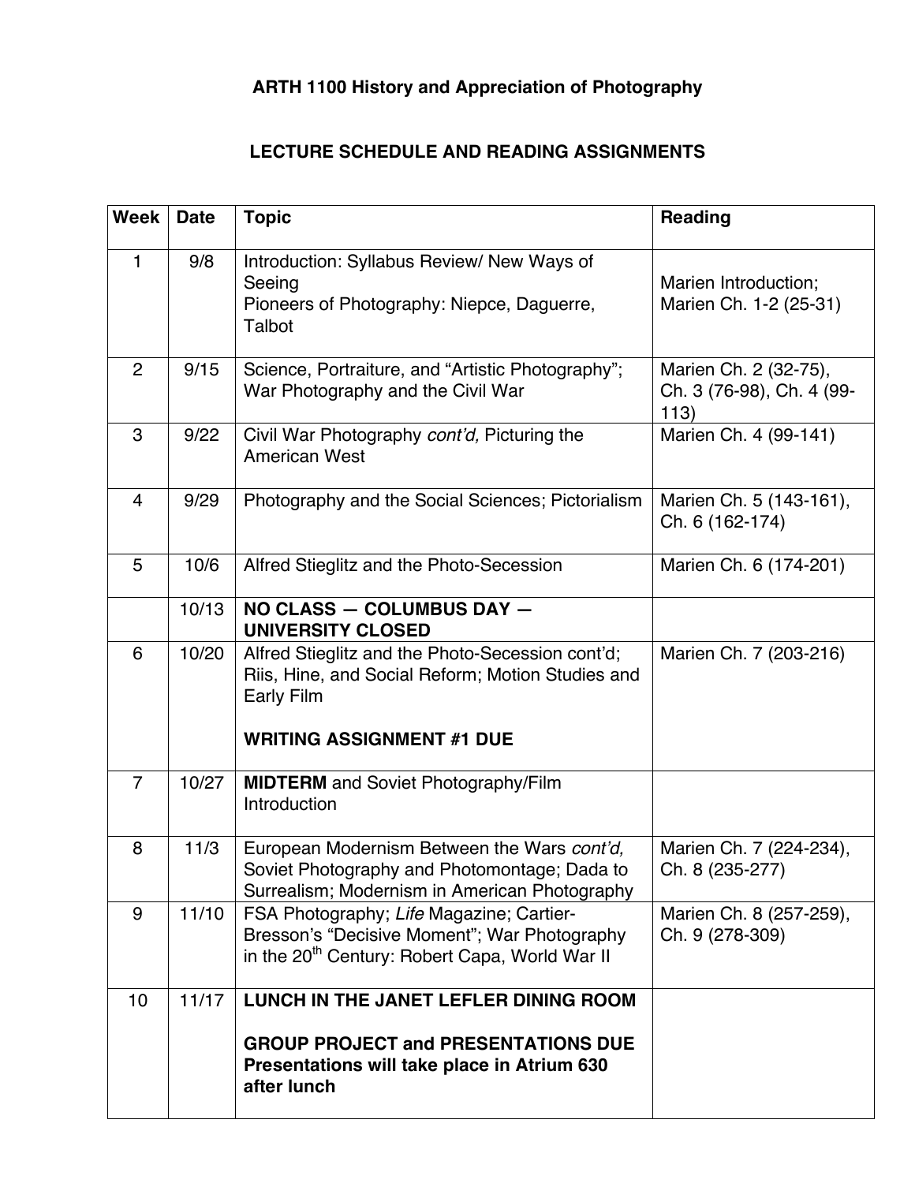# ARTH 1100 History and Appreciation of Photography

## LECTURE SCHEDULE AND READING ASSIGNMENTS

| Week | Date | Topic | Reading |
|---|---|---|---|
| 1 | 9/8 | Introduction: Syllabus Review/ New Ways of Seeing<br>Pioneers of Photography: Niepce, Daguerre, Talbot | Marien Introduction; Marien Ch. 1-2 (25-31) |
| 2 | 9/15 | Science, Portraiture, and "Artistic Photography"; War Photography and the Civil War | Marien Ch. 2 (32-75), Ch. 3 (76-98), Ch. 4 (99-113) |
| 3 | 9/22 | Civil War Photography *cont'd,* Picturing the American West | Marien Ch. 4 (99-141) |
| 4 | 9/29 | Photography and the Social Sciences; Pictorialism | Marien Ch. 5 (143-161), Ch. 6 (162-174) |
| 5 | 10/6 | Alfred Stieglitz and the Photo-Secession | Marien Ch. 6 (174-201) |
| | 10/13 | **NO CLASS — COLUMBUS DAY — UNIVERSITY CLOSED** | |
| 6 | 10/20 | Alfred Stieglitz and the Photo-Secession cont'd; Riis, Hine, and Social Reform; Motion Studies and Early Film<br><br>**WRITING ASSIGNMENT #1 DUE** | Marien Ch. 7 (203-216) |
| 7 | 10/27 | **MIDTERM** and Soviet Photography/Film Introduction | |
| 8 | 11/3 | European Modernism Between the Wars *cont'd,* Soviet Photography and Photomontage; Dada to Surrealism; Modernism in American Photography | Marien Ch. 7 (224-234), Ch. 8 (235-277) |
| 9 | 11/10 | FSA Photography; *Life* Magazine; Cartier-Bresson's "Decisive Moment"; War Photography in the 20th Century: Robert Capa, World War II | Marien Ch. 8 (257-259), Ch. 9 (278-309) |
| 10 | 11/17 | **LUNCH IN THE JANET LEFLER DINING ROOM**<br><br>**GROUP PROJECT and PRESENTATIONS DUE Presentations will take place in Atrium 630 after lunch** | |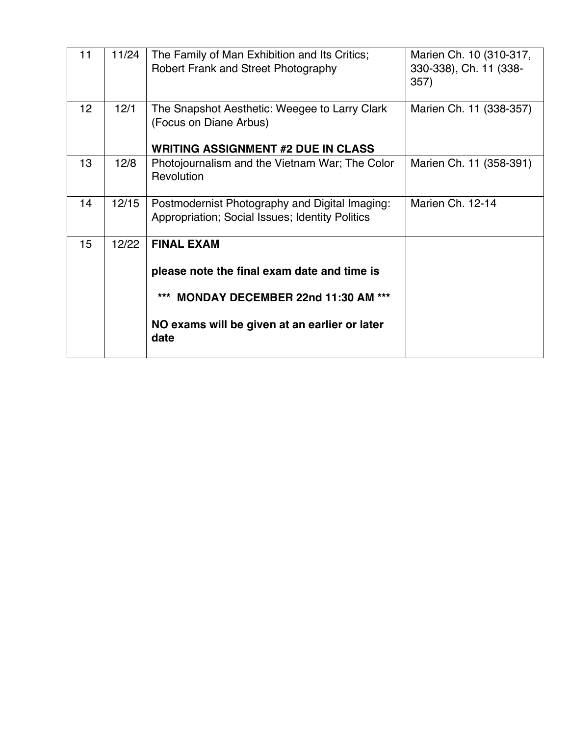| | | | |
|---|---|---|---|
| 11 | 11/24 | The Family of Man Exhibition and Its Critics; Robert Frank and Street Photography | Marien Ch. 10 (310-317, 330-338), Ch. 11 (338-357) |
| 12 | 12/1 | The Snapshot Aesthetic: Weegee to Larry Clark (Focus on Diane Arbus) **WRITING ASSIGNMENT #2 DUE IN CLASS** | Marien Ch. 11 (338-357) |
| 13 | 12/8 | Photojournalism and the Vietnam War; The Color Revolution | Marien Ch. 11 (358-391) |
| 14 | 12/15 | Postmodernist Photography and Digital Imaging: Appropriation; Social Issues; Identity Politics | Marien Ch. 12-14 |
| 15 | 12/22 | **FINAL EXAM** **please note the final exam date and time is** **\*\*\* MONDAY DECEMBER 22nd 11:30 AM \*\*\*** **NO exams will be given at an earlier or later date** | |